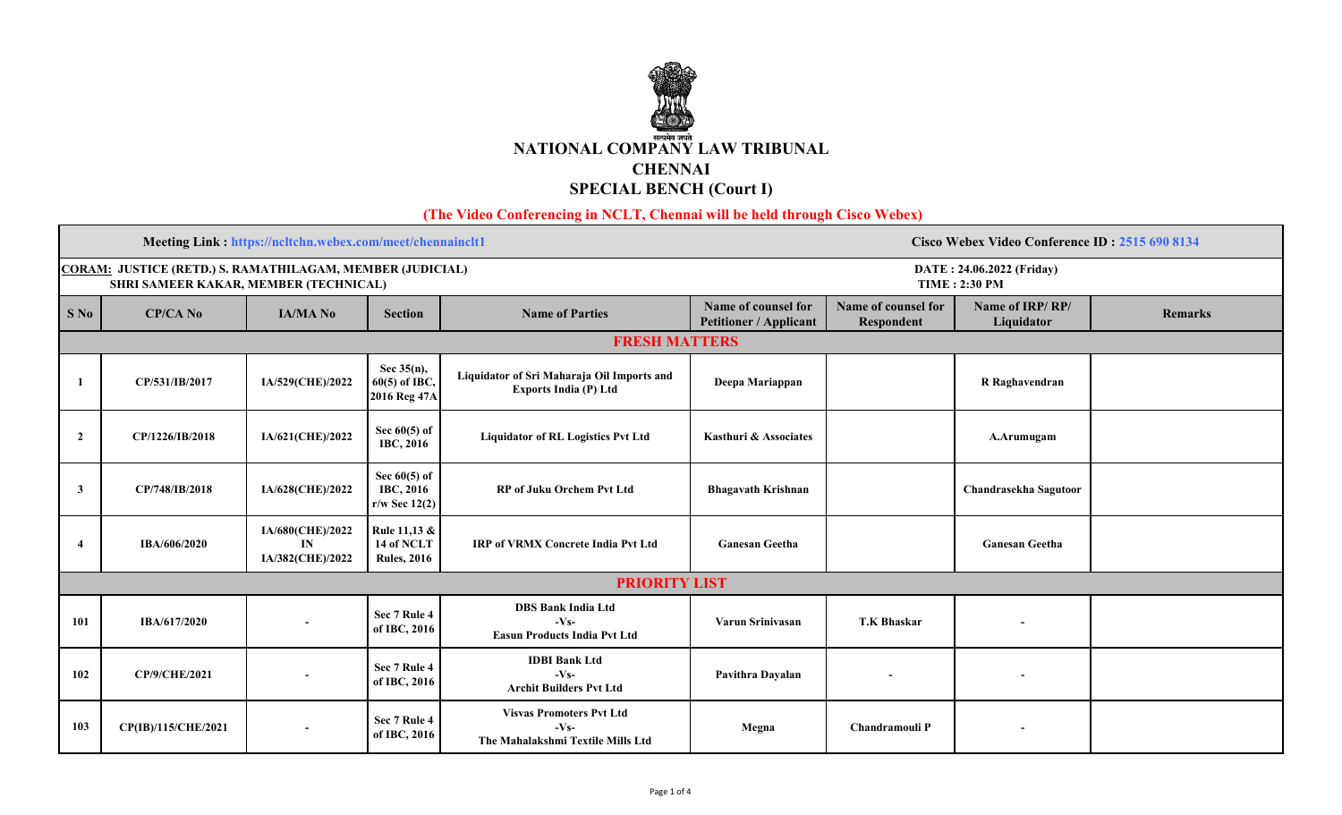# NATIONAL COMPANY LAW TRIBUNAL

## CHENNAI

## SPECIAL BENCH (Court I)

**(The Video Conferencing in NCLT, Chennai will be held through Cisco Webex)**

**Meeting Link : https://ncltchn.webex.com/meet/chennainclt1** | **Cisco Webex Video Conference ID : 2515 690 8134**

**CORAM: JUSTICE (RETD.) S. RAMATHILAGAM, MEMBER (JUDICIAL)**
**SHRI SAMEER KAKAR, MEMBER (TECHNICAL)**

**DATE : 24.06.2022 (Friday)**
**TIME : 2:30 PM**

| S No | CP/CA No | IA/MA No | Section | Name of Parties | Name of counsel for Petitioner / Applicant | Name of counsel for Respondent | Name of IRP/ RP/ Liquidator | Remarks |
|---|---|---|---|---|---|---|---|---|
| **FRESH MATTERS** | | | | | | | | |
| 1 | CP/531/IB/2017 | IA/529(CHE)/2022 | Sec 35(n), 60(5) of IBC, 2016 Reg 47A | Liquidator of Sri Maharaja Oil Imports and Exports India (P) Ltd | Deepa Mariappan | | R Raghavendran | |
| 2 | CP/1226/IB/2018 | IA/621(CHE)/2022 | Sec 60(5) of IBC, 2016 | Liquidator of RL Logistics Pvt Ltd | Kasthuri & Associates | | A.Arumugam | |
| 3 | CP/748/IB/2018 | IA/628(CHE)/2022 | Sec 60(5) of IBC, 2016 r/w Sec 12(2) | RP of Juku Orchem Pvt Ltd | Bhagavath Krishnan | | Chandrasekha Sagutoor | |
| 4 | IBA/606/2020 | IA/680(CHE)/2022 IN IA/382(CHE)/2022 | Rule 11,13 & 14 of NCLT Rules, 2016 | IRP of VRMX Concrete India Pvt Ltd | Ganesan Geetha | | Ganesan Geetha | |
| **PRIORITY LIST** | | | | | | | | |
| 101 | IBA/617/2020 | - | Sec 7 Rule 4 of IBC, 2016 | DBS Bank India Ltd -Vs- Easun Products India Pvt Ltd | Varun Srinivasan | T.K Bhaskar | - | |
| 102 | CP/9/CHE/2021 | - | Sec 7 Rule 4 of IBC, 2016 | IDBI Bank Ltd -Vs- Archit Builders Pvt Ltd | Pavithra Dayalan | - | - | |
| 103 | CP(IB)/115/CHE/2021 | - | Sec 7 Rule 4 of IBC, 2016 | Visvas Promoters Pvt Ltd -Vs- The Mahalakshmi Textile Mills Ltd | Megna | Chandramouli P | - | |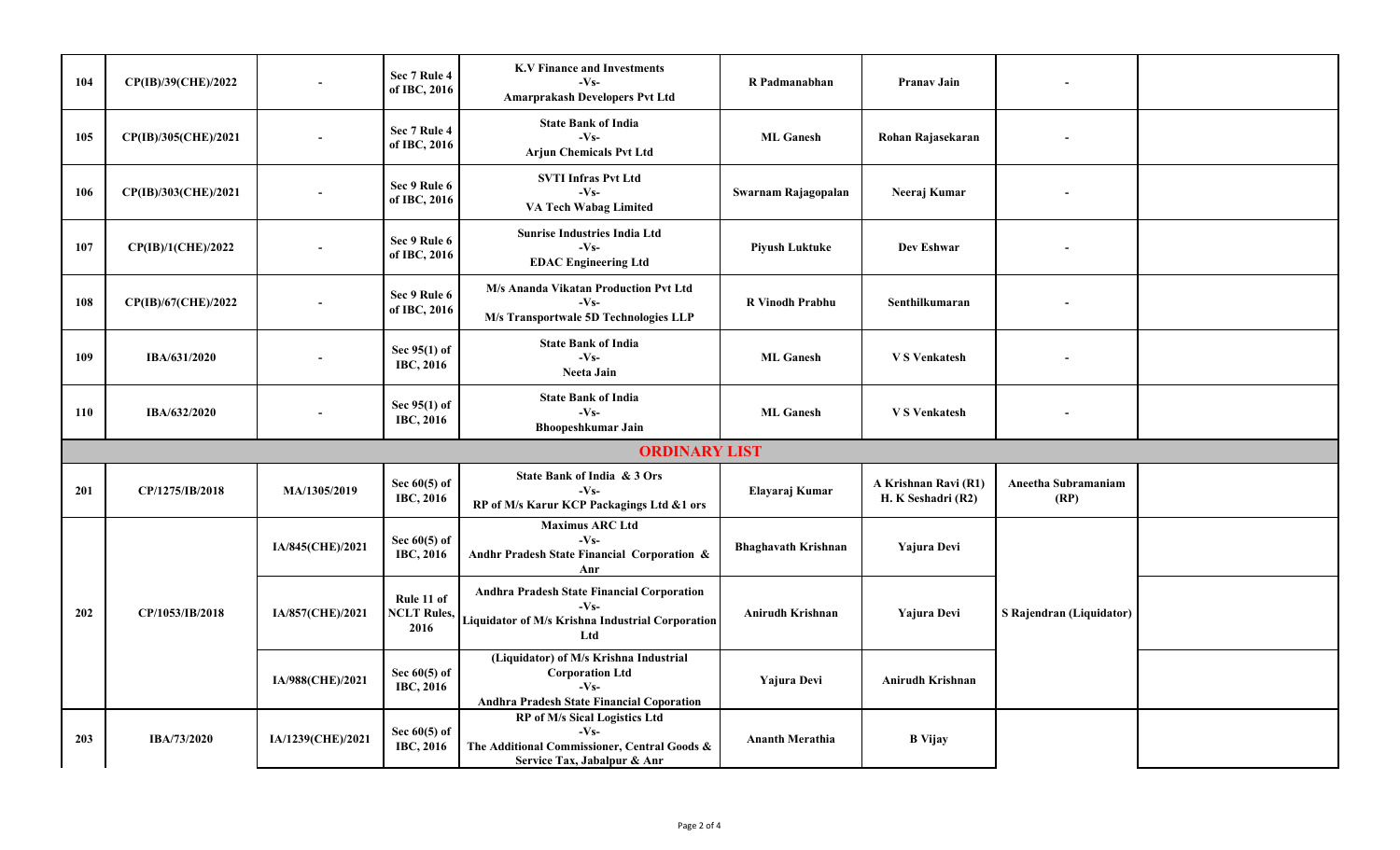| 104 | CP(IB)/39(CHE)/2022 | - | Sec 7 Rule 4 of IBC, 2016 | K.V Finance and Investments -Vs- Amarprakash Developers Pvt Ltd | R Padmanabhan | Pranav Jain | - | |
|---|---|---|---|---|---|---|---|---|
| 105 | CP(IB)/305(CHE)/2021 | - | Sec 7 Rule 4 of IBC, 2016 | State Bank of India -Vs- Arjun Chemicals Pvt Ltd | ML Ganesh | Rohan Rajasekaran | - | |
| 106 | CP(IB)/303(CHE)/2021 | - | Sec 9 Rule 6 of IBC, 2016 | SVTI Infras Pvt Ltd -Vs- VA Tech Wabag Limited | Swarnam Rajagopalan | Neeraj Kumar | - | |
| 107 | CP(IB)/1(CHE)/2022 | - | Sec 9 Rule 6 of IBC, 2016 | Sunrise Industries India Ltd -Vs- EDAC Engineering Ltd | Piyush Luktuke | Dev Eshwar | - | |
| 108 | CP(IB)/67(CHE)/2022 | - | Sec 9 Rule 6 of IBC, 2016 | M/s Ananda Vikatan Production Pvt Ltd -Vs- M/s Transportwale 5D Technologies LLP | R Vinodh Prabhu | Senthilkumaran | - | |
| 109 | IBA/631/2020 | - | Sec 95(1) of IBC, 2016 | State Bank of India -Vs- Neeta Jain | ML Ganesh | V S Venkatesh | - | |
| 110 | IBA/632/2020 | - | Sec 95(1) of IBC, 2016 | State Bank of India -Vs- Bhoopeshkumar Jain | ML Ganesh | V S Venkatesh | - | |
| | | | | **ORDINARY LIST** | | | | |
| 201 | CP/1275/IB/2018 | MA/1305/2019 | Sec 60(5) of IBC, 2016 | State Bank of India & 3 Ors -Vs- RP of M/s Karur KCP Packagings Ltd &1 ors | Elayaraj Kumar | A Krishnan Ravi (R1) H. K Seshadri (R2) | Aneetha Subramaniam (RP) | |
| 202 | CP/1053/IB/2018 | IA/845(CHE)/2021 | Sec 60(5) of IBC, 2016 | Maximus ARC Ltd -Vs- Andhr Pradesh State Financial Corporation & Anr | Bhaghavath Krishnan | Yajura Devi | S Rajendran (Liquidator) | |
| | | IA/857(CHE)/2021 | Rule 11 of NCLT Rules, 2016 | Andhra Pradesh State Financial Corporation -Vs- Liquidator of M/s Krishna Industrial Corporation Ltd | Anirudh Krishnan | Yajura Devi | | |
| | | IA/988(CHE)/2021 | Sec 60(5) of IBC, 2016 | (Liquidator) of M/s Krishna Industrial Corporation Ltd -Vs- Andhra Pradesh State Financial Coporation | Yajura Devi | Anirudh Krishnan | | |
| 203 | IBA/73/2020 | IA/1239(CHE)/2021 | Sec 60(5) of IBC, 2016 | RP of M/s Sical Logistics Ltd -Vs- The Additional Commissioner, Central Goods & Service Tax, Jabalpur & Anr | Ananth Merathia | B Vijay | | |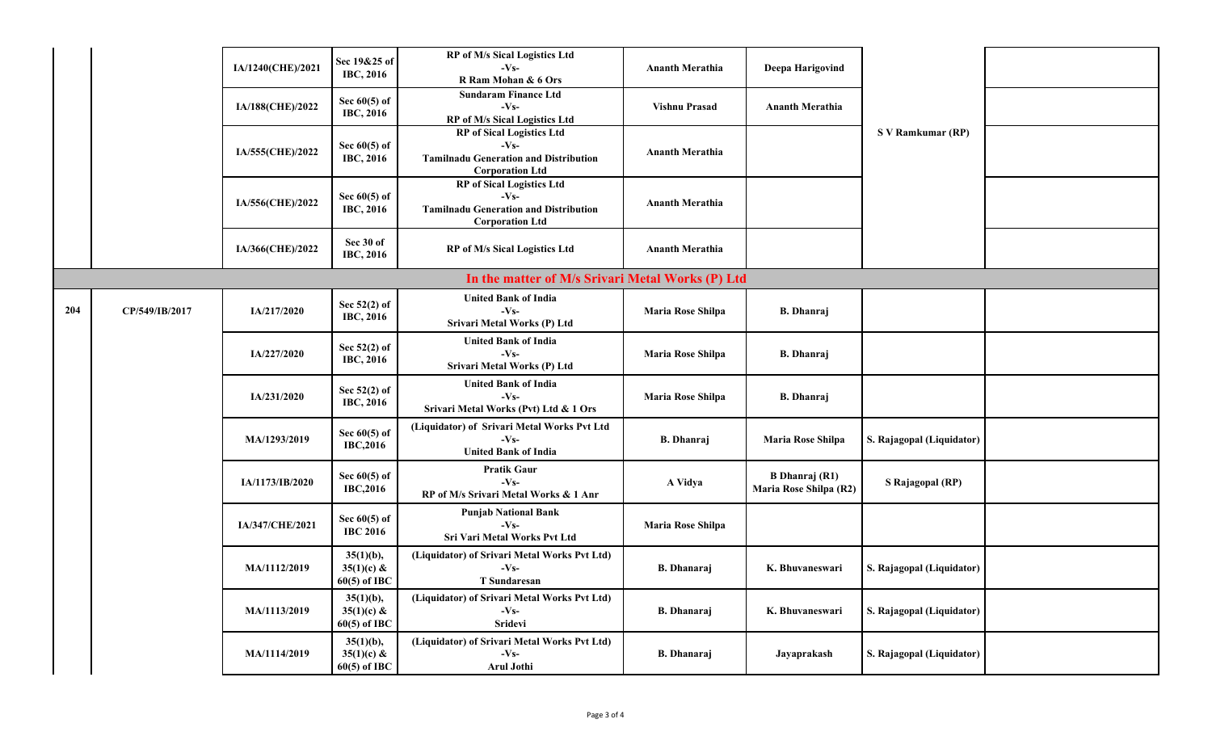| | | | | | | | | |
|---|---|---|---|---|---|---|---|---|
| | | IA/1240(CHE)/2021 | Sec 19&25 of IBC, 2016 | RP of M/s Sical Logistics Ltd -Vs- R Ram Mohan & 6 Ors | Ananth Merathia | Deepa Harigovind | S V Ramkumar (RP) | |
| | | IA/188(CHE)/2022 | Sec 60(5) of IBC, 2016 | Sundaram Finance Ltd -Vs- RP of M/s Sical Logistics Ltd | Vishnu Prasad | Ananth Merathia | | |
| | | IA/555(CHE)/2022 | Sec 60(5) of IBC, 2016 | RP of Sical Logistics Ltd -Vs- Tamilnadu Generation and Distribution Corporation Ltd | Ananth Merathia | | | |
| | | IA/556(CHE)/2022 | Sec 60(5) of IBC, 2016 | RP of Sical Logistics Ltd -Vs- Tamilnadu Generation and Distribution Corporation Ltd | Ananth Merathia | | | |
| | | IA/366(CHE)/2022 | Sec 30 of IBC, 2016 | RP of M/s Sical Logistics Ltd | Ananth Merathia | | | |
| **In the matter of M/s Srivari Metal Works (P) Ltd** | | | | | | | | |
| 204 | CP/549/IB/2017 | IA/217/2020 | Sec 52(2) of IBC, 2016 | United Bank of India -Vs- Srivari Metal Works (P) Ltd | Maria Rose Shilpa | B. Dhanraj | | |
| | | IA/227/2020 | Sec 52(2) of IBC, 2016 | United Bank of India -Vs- Srivari Metal Works (P) Ltd | Maria Rose Shilpa | B. Dhanraj | | |
| | | IA/231/2020 | Sec 52(2) of IBC, 2016 | United Bank of India -Vs- Srivari Metal Works (Pvt) Ltd & 1 Ors | Maria Rose Shilpa | B. Dhanraj | | |
| | | MA/1293/2019 | Sec 60(5) of IBC,2016 | (Liquidator) of Srivari Metal Works Pvt Ltd -Vs- United Bank of India | B. Dhanraj | Maria Rose Shilpa | S. Rajagopal (Liquidator) | |
| | | IA/1173/IB/2020 | Sec 60(5) of IBC,2016 | Pratik Gaur -Vs- RP of M/s Srivari Metal Works & 1 Anr | A Vidya | B Dhanraj (R1) Maria Rose Shilpa (R2) | S Rajagopal (RP) | |
| | | IA/347/CHE/2021 | Sec 60(5) of IBC 2016 | Punjab National Bank -Vs- Sri Vari Metal Works Pvt Ltd | Maria Rose Shilpa | | | |
| | | MA/1112/2019 | 35(1)(b), 35(1)(c) & 60(5) of IBC | (Liquidator) of Srivari Metal Works Pvt Ltd) -Vs- T Sundaresan | B. Dhanaraj | K. Bhuvaneswari | S. Rajagopal (Liquidator) | |
| | | MA/1113/2019 | 35(1)(b), 35(1)(c) & 60(5) of IBC | (Liquidator) of Srivari Metal Works Pvt Ltd) -Vs- Sridevi | B. Dhanaraj | K. Bhuvaneswari | S. Rajagopal (Liquidator) | |
| | | MA/1114/2019 | 35(1)(b), 35(1)(c) & 60(5) of IBC | (Liquidator) of Srivari Metal Works Pvt Ltd) -Vs- Arul Jothi | B. Dhanaraj | Jayaprakash | S. Rajagopal (Liquidator) | |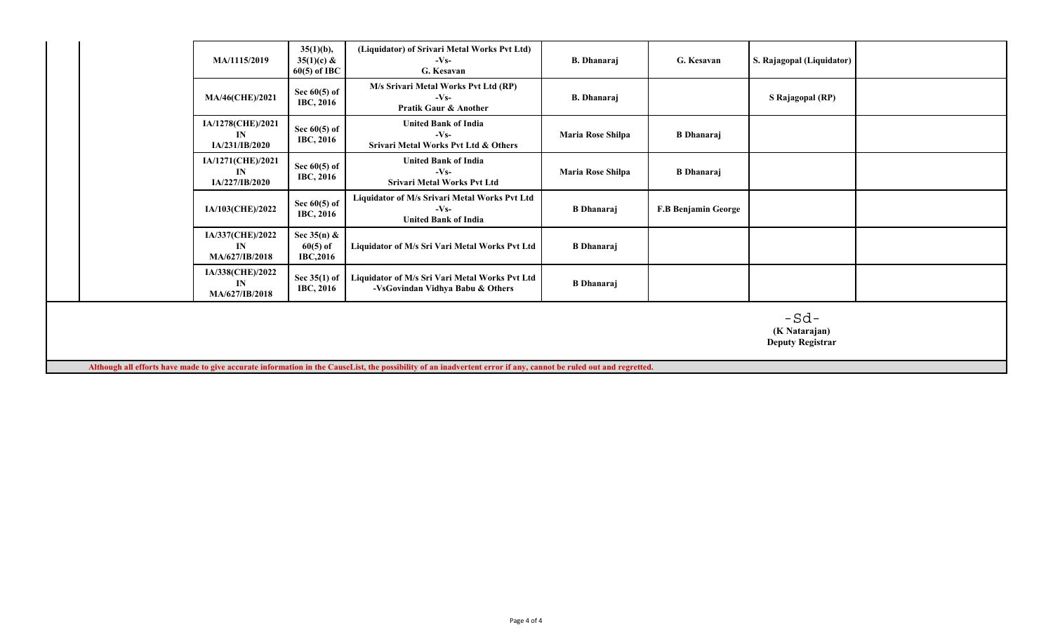| | | | | | | | | |
|---|---|---|---|---|---|---|---|---|
| | | MA/1115/2019 | 35(1)(b), 35(1)(c) & 60(5) of IBC | (Liquidator) of Srivari Metal Works Pvt Ltd) -Vs- G. Kesavan | B. Dhanaraj | G. Kesavan | S. Rajagopal (Liquidator) | |
| | | MA/46(CHE)/2021 | Sec 60(5) of IBC, 2016 | M/s Srivari Metal Works Pvt Ltd (RP) -Vs- Pratik Gaur & Another | B. Dhanaraj | | S Rajagopal (RP) | |
| | | IA/1278(CHE)/2021 IN IA/231/IB/2020 | Sec 60(5) of IBC, 2016 | United Bank of India -Vs- Srivari Metal Works Pvt Ltd & Others | Maria Rose Shilpa | B Dhanaraj | | |
| | | IA/1271(CHE)/2021 IN IA/227/IB/2020 | Sec 60(5) of IBC, 2016 | United Bank of India -Vs- Srivari Metal Works Pvt Ltd | Maria Rose Shilpa | B Dhanaraj | | |
| | | IA/103(CHE)/2022 | Sec 60(5) of IBC, 2016 | Liquidator of M/s Srivari Metal Works Pvt Ltd -Vs- United Bank of India | B Dhanaraj | F.B Benjamin George | | |
| | | IA/337(CHE)/2022 IN MA/627/IB/2018 | Sec 35(n) & 60(5) of IBC,2016 | Liquidator of M/s Sri Vari Metal Works Pvt Ltd | B Dhanaraj | | | |
| | | IA/338(CHE)/2022 IN MA/627/IB/2018 | Sec 35(1) of IBC, 2016 | Liquidator of M/s Sri Vari Metal Works Pvt Ltd -VsGovindan Vidhya Babu & Others | B Dhanaraj | | | |

-Sd-

**(K Natarajan)**

**Deputy Registrar**

**Although all efforts have made to give accurate information in the CauseList, the possibility of an inadvertent error if any, cannot be ruled out and regretted.**